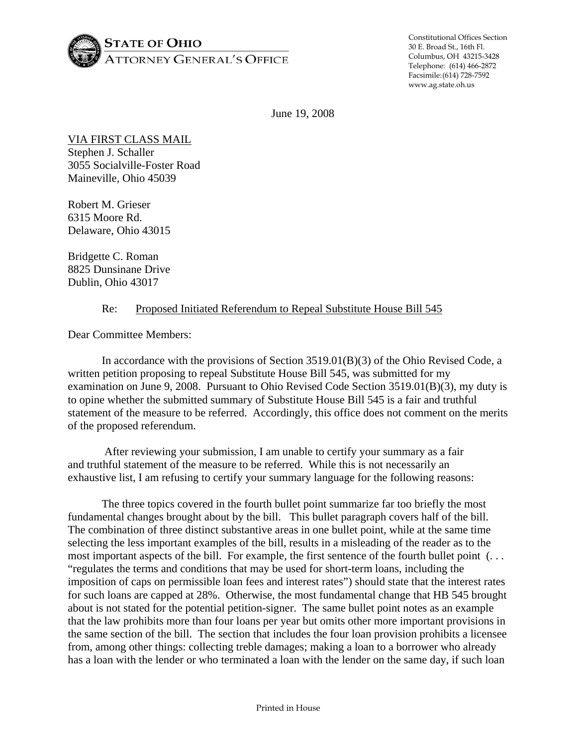**STATE OF OHIO**
ATTORNEY GENERAL'S OFFICE

Constitutional Offices Section
30 E. Broad St., 16th Fl.
Columbus, OH 43215-3428
Telephone: (614) 466-2872
Facsimile: (614) 728-7592
www.ag.state.oh.us

June 19, 2008

VIA FIRST CLASS MAIL
Stephen J. Schaller
3055 Socialville-Foster Road
Maineville, Ohio 45039

Robert M. Grieser
6315 Moore Rd.
Delaware, Ohio 43015

Bridgette C. Roman
8825 Dunsinane Drive
Dublin, Ohio 43017

Re: Proposed Initiated Referendum to Repeal Substitute House Bill 545

Dear Committee Members:

In accordance with the provisions of Section 3519.01(B)(3) of the Ohio Revised Code, a written petition proposing to repeal Substitute House Bill 545, was submitted for my examination on June 9, 2008. Pursuant to Ohio Revised Code Section 3519.01(B)(3), my duty is to opine whether the submitted summary of Substitute House Bill 545 is a fair and truthful statement of the measure to be referred. Accordingly, this office does not comment on the merits of the proposed referendum.

After reviewing your submission, I am unable to certify your summary as a fair and truthful statement of the measure to be referred. While this is not necessarily an exhaustive list, I am refusing to certify your summary language for the following reasons:

The three topics covered in the fourth bullet point summarize far too briefly the most fundamental changes brought about by the bill. This bullet paragraph covers half of the bill. The combination of three distinct substantive areas in one bullet point, while at the same time selecting the less important examples of the bill, results in a misleading of the reader as to the most important aspects of the bill. For example, the first sentence of the fourth bullet point (. . . "regulates the terms and conditions that may be used for short-term loans, including the imposition of caps on permissible loan fees and interest rates") should state that the interest rates for such loans are capped at 28%. Otherwise, the most fundamental change that HB 545 brought about is not stated for the potential petition-signer. The same bullet point notes as an example that the law prohibits more than four loans per year but omits other more important provisions in the same section of the bill. The section that includes the four loan provision prohibits a licensee from, among other things: collecting treble damages; making a loan to a borrower who already has a loan with the lender or who terminated a loan with the lender on the same day, if such loan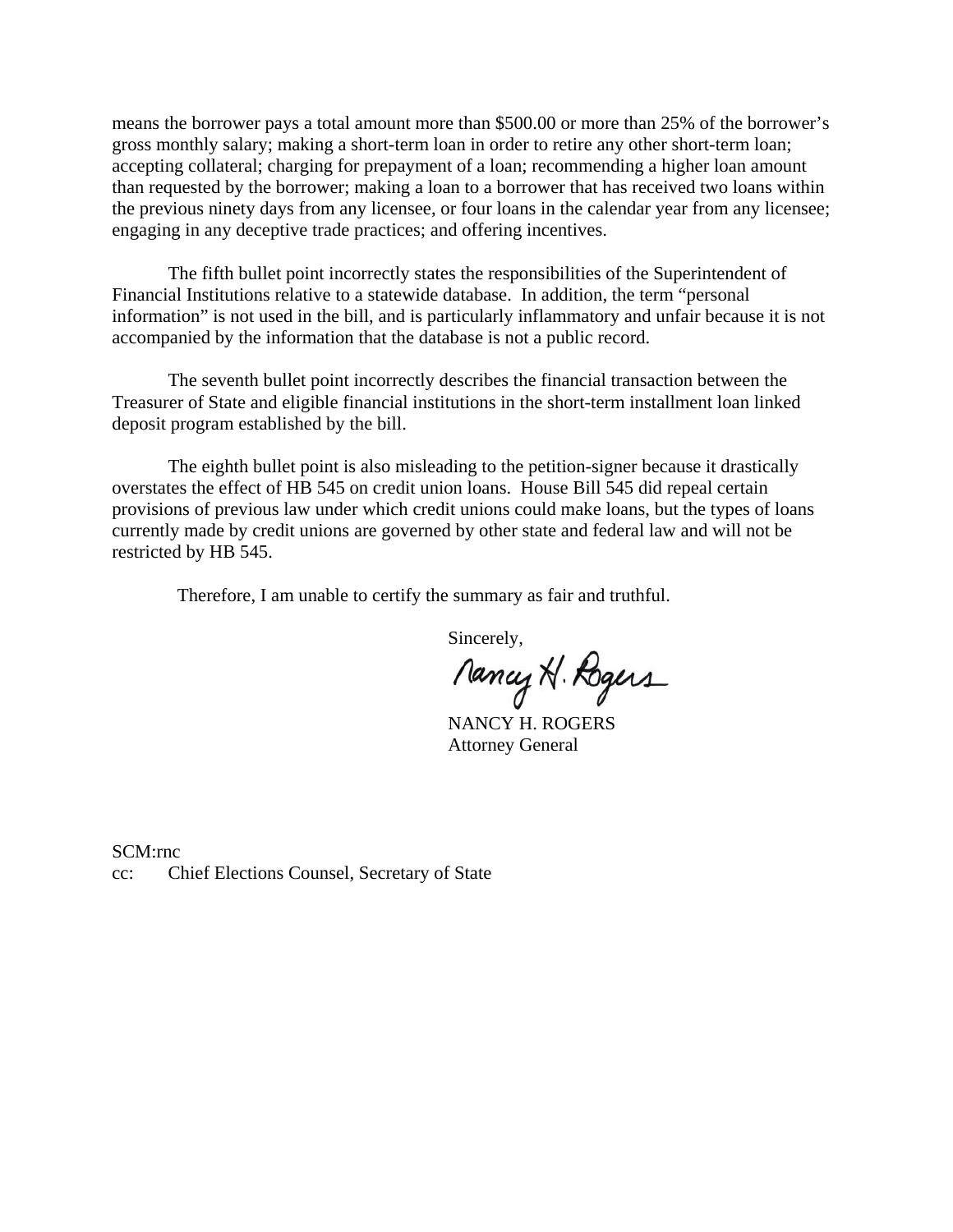means the borrower pays a total amount more than $500.00 or more than 25% of the borrower's gross monthly salary; making a short-term loan in order to retire any other short-term loan; accepting collateral; charging for prepayment of a loan; recommending a higher loan amount than requested by the borrower; making a loan to a borrower that has received two loans within the previous ninety days from any licensee, or four loans in the calendar year from any licensee; engaging in any deceptive trade practices; and offering incentives.

The fifth bullet point incorrectly states the responsibilities of the Superintendent of Financial Institutions relative to a statewide database. In addition, the term "personal information" is not used in the bill, and is particularly inflammatory and unfair because it is not accompanied by the information that the database is not a public record.

The seventh bullet point incorrectly describes the financial transaction between the Treasurer of State and eligible financial institutions in the short-term installment loan linked deposit program established by the bill.

The eighth bullet point is also misleading to the petition-signer because it drastically overstates the effect of HB 545 on credit union loans. House Bill 545 did repeal certain provisions of previous law under which credit unions could make loans, but the types of loans currently made by credit unions are governed by other state and federal law and will not be restricted by HB 545.

Therefore, I am unable to certify the summary as fair and truthful.

Sincerely,

Nancy H. Rogers

NANCY H. ROGERS
Attorney General

SCM:rnc
cc: Chief Elections Counsel, Secretary of State